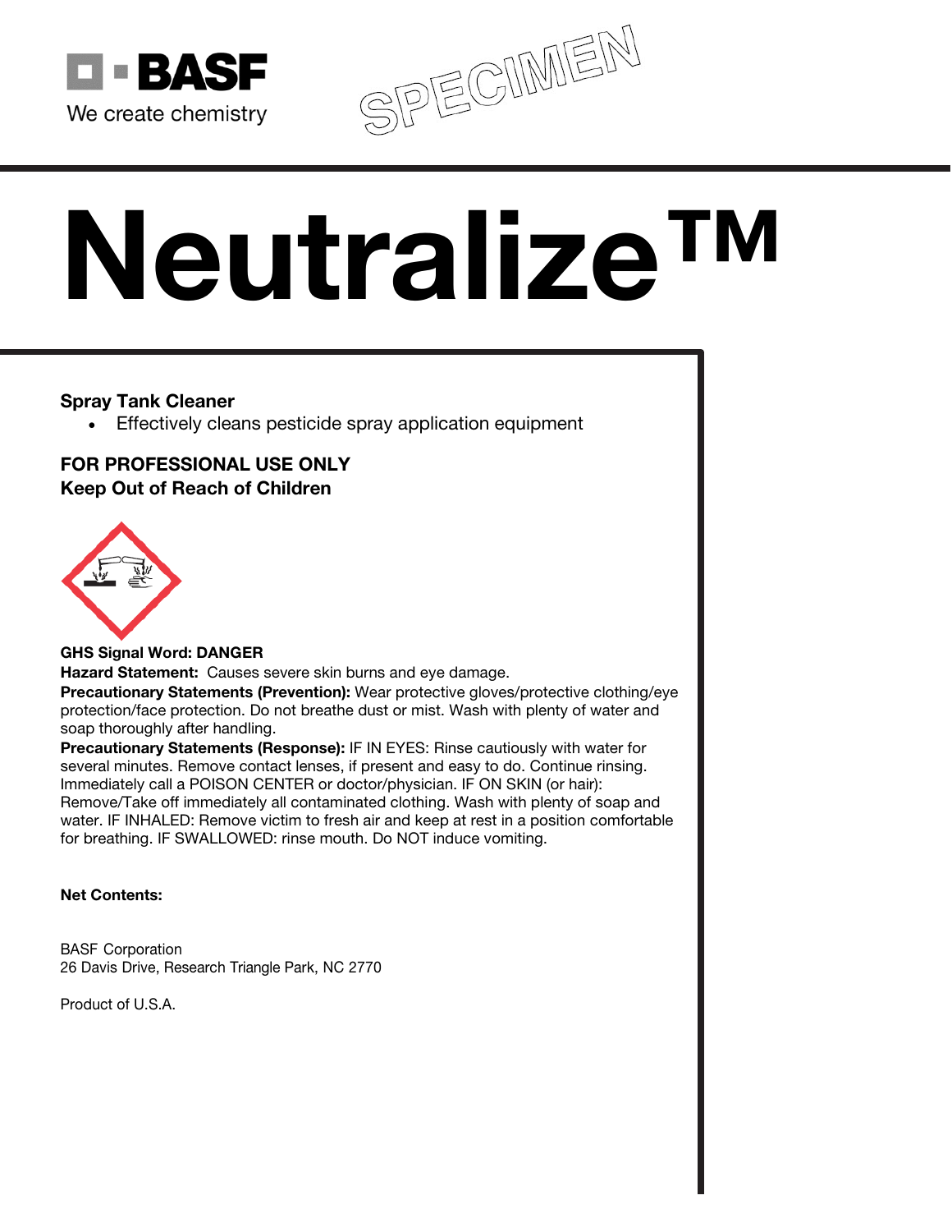BASF

We create chemistry

SPECIMEN

# Neutralize™

**Spray Tank Cleaner**

- Effectively cleans pesticide spray application equipment

**FOR PROFESSIONAL USE ONLY**
**Keep Out of Reach of Children**

**GHS Signal Word: DANGER**
**Hazard Statement:** Causes severe skin burns and eye damage.
**Precautionary Statements (Prevention):** Wear protective gloves/protective clothing/eye protection/face protection. Do not breathe dust or mist. Wash with plenty of water and soap thoroughly after handling.
**Precautionary Statements (Response):** IF IN EYES: Rinse cautiously with water for several minutes. Remove contact lenses, if present and easy to do. Continue rinsing. Immediately call a POISON CENTER or doctor/physician. IF ON SKIN (or hair): Remove/Take off immediately all contaminated clothing. Wash with plenty of soap and water. IF INHALED: Remove victim to fresh air and keep at rest in a position comfortable for breathing. IF SWALLOWED: rinse mouth. Do NOT induce vomiting.

**Net Contents:**

BASF Corporation
26 Davis Drive, Research Triangle Park, NC 2770

Product of U.S.A.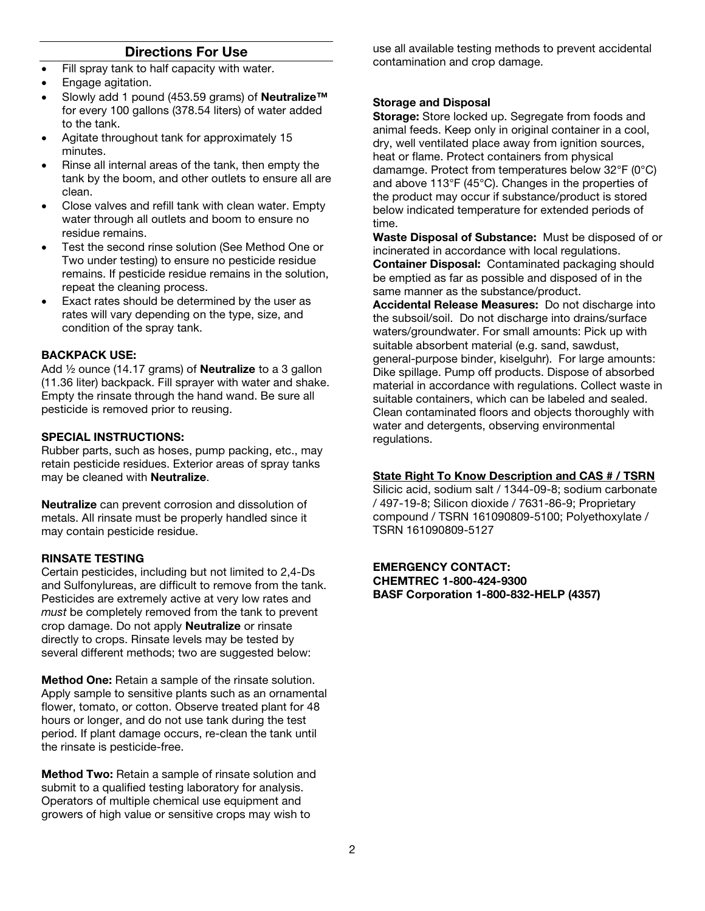## Directions For Use

- Fill spray tank to half capacity with water.
- Engage agitation.
- Slowly add 1 pound (453.59 grams) of **Neutralize™** for every 100 gallons (378.54 liters) of water added to the tank.
- Agitate throughout tank for approximately 15 minutes.
- Rinse all internal areas of the tank, then empty the tank by the boom, and other outlets to ensure all are clean.
- Close valves and refill tank with clean water. Empty water through all outlets and boom to ensure no residue remains.
- Test the second rinse solution (See Method One or Two under testing) to ensure no pesticide residue remains. If pesticide residue remains in the solution, repeat the cleaning process.
- Exact rates should be determined by the user as rates will vary depending on the type, size, and condition of the spray tank.

**BACKPACK USE:**

Add ½ ounce (14.17 grams) of **Neutralize** to a 3 gallon (11.36 liter) backpack. Fill sprayer with water and shake. Empty the rinsate through the hand wand. Be sure all pesticide is removed prior to reusing.

**SPECIAL INSTRUCTIONS:**

Rubber parts, such as hoses, pump packing, etc., may retain pesticide residues. Exterior areas of spray tanks may be cleaned with **Neutralize**.

**Neutralize** can prevent corrosion and dissolution of metals. All rinsate must be properly handled since it may contain pesticide residue.

**RINSATE TESTING**

Certain pesticides, including but not limited to 2,4-Ds and Sulfonylureas, are difficult to remove from the tank. Pesticides are extremely active at very low rates and *must* be completely removed from the tank to prevent crop damage. Do not apply **Neutralize** or rinsate directly to crops. Rinsate levels may be tested by several different methods; two are suggested below:

**Method One:** Retain a sample of the rinsate solution. Apply sample to sensitive plants such as an ornamental flower, tomato, or cotton. Observe treated plant for 48 hours or longer, and do not use tank during the test period. If plant damage occurs, re-clean the tank until the rinsate is pesticide-free.

**Method Two:** Retain a sample of rinsate solution and submit to a qualified testing laboratory for analysis. Operators of multiple chemical use equipment and growers of high value or sensitive crops may wish to use all available testing methods to prevent accidental contamination and crop damage.

**Storage and Disposal**

**Storage:** Store locked up. Segregate from foods and animal feeds. Keep only in original container in a cool, dry, well ventilated place away from ignition sources, heat or flame. Protect containers from physical damamge. Protect from temperatures below 32°F (0°C) and above 113°F (45°C). Changes in the properties of the product may occur if substance/product is stored below indicated temperature for extended periods of time.

**Waste Disposal of Substance:** Must be disposed of or incinerated in accordance with local regulations.

**Container Disposal:** Contaminated packaging should be emptied as far as possible and disposed of in the same manner as the substance/product.

**Accidental Release Measures:** Do not discharge into the subsoil/soil. Do not discharge into drains/surface waters/groundwater. For small amounts: Pick up with suitable absorbent material (e.g. sand, sawdust, general-purpose binder, kiselguhr). For large amounts: Dike spillage. Pump off products. Dispose of absorbed material in accordance with regulations. Collect waste in suitable containers, which can be labeled and sealed. Clean contaminated floors and objects thoroughly with water and detergents, observing environmental regulations.

**State Right To Know Description and CAS # / TSRN**

Silicic acid, sodium salt / 1344-09-8; sodium carbonate / 497-19-8; Silicon dioxide / 7631-86-9; Proprietary compound / TSRN 161090809-5100; Polyethoxylate / TSRN 161090809-5127

**EMERGENCY CONTACT:**
**CHEMTREC 1-800-424-9300**
**BASF Corporation 1-800-832-HELP (4357)**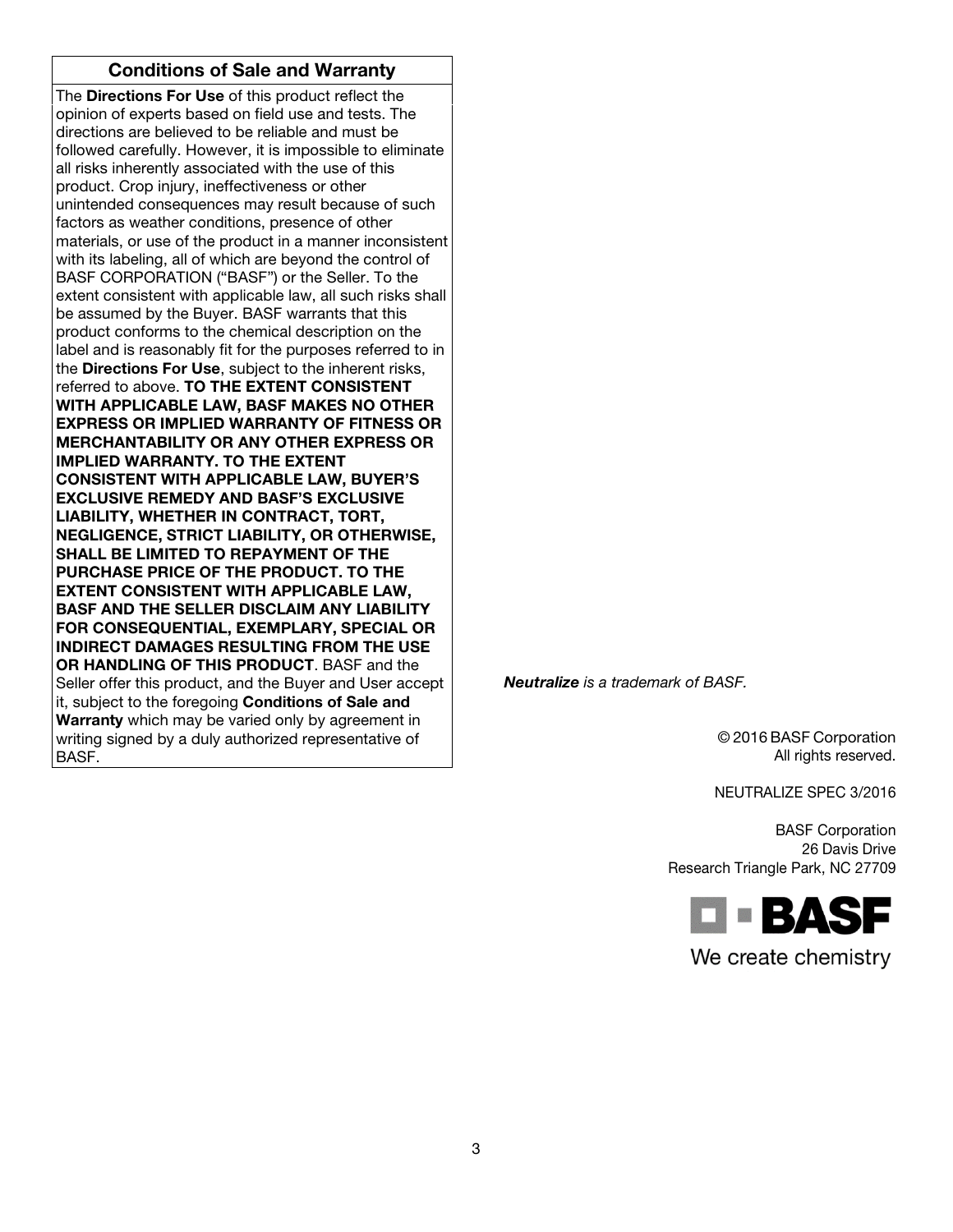## Conditions of Sale and Warranty

The **Directions For Use** of this product reflect the opinion of experts based on field use and tests. The directions are believed to be reliable and must be followed carefully. However, it is impossible to eliminate all risks inherently associated with the use of this product. Crop injury, ineffectiveness or other unintended consequences may result because of such factors as weather conditions, presence of other materials, or use of the product in a manner inconsistent with its labeling, all of which are beyond the control of BASF CORPORATION ("BASF") or the Seller. To the extent consistent with applicable law, all such risks shall be assumed by the Buyer. BASF warrants that this product conforms to the chemical description on the label and is reasonably fit for the purposes referred to in the **Directions For Use**, subject to the inherent risks, referred to above. **TO THE EXTENT CONSISTENT WITH APPLICABLE LAW, BASF MAKES NO OTHER EXPRESS OR IMPLIED WARRANTY OF FITNESS OR MERCHANTABILITY OR ANY OTHER EXPRESS OR IMPLIED WARRANTY. TO THE EXTENT CONSISTENT WITH APPLICABLE LAW, BUYER'S EXCLUSIVE REMEDY AND BASF'S EXCLUSIVE LIABILITY, WHETHER IN CONTRACT, TORT, NEGLIGENCE, STRICT LIABILITY, OR OTHERWISE, SHALL BE LIMITED TO REPAYMENT OF THE PURCHASE PRICE OF THE PRODUCT. TO THE EXTENT CONSISTENT WITH APPLICABLE LAW, BASF AND THE SELLER DISCLAIM ANY LIABILITY FOR CONSEQUENTIAL, EXEMPLARY, SPECIAL OR INDIRECT DAMAGES RESULTING FROM THE USE OR HANDLING OF THIS PRODUCT**. BASF and the Seller offer this product, and the Buyer and User accept it, subject to the foregoing **Conditions of Sale and Warranty** which may be varied only by agreement in writing signed by a duly authorized representative of BASF.

***Neutralize*** *is a trademark of BASF.*

© 2016 BASF Corporation
All rights reserved.

NEUTRALIZE SPEC 3/2016

BASF Corporation
26 Davis Drive
Research Triangle Park, NC 27709

BASF
We create chemistry